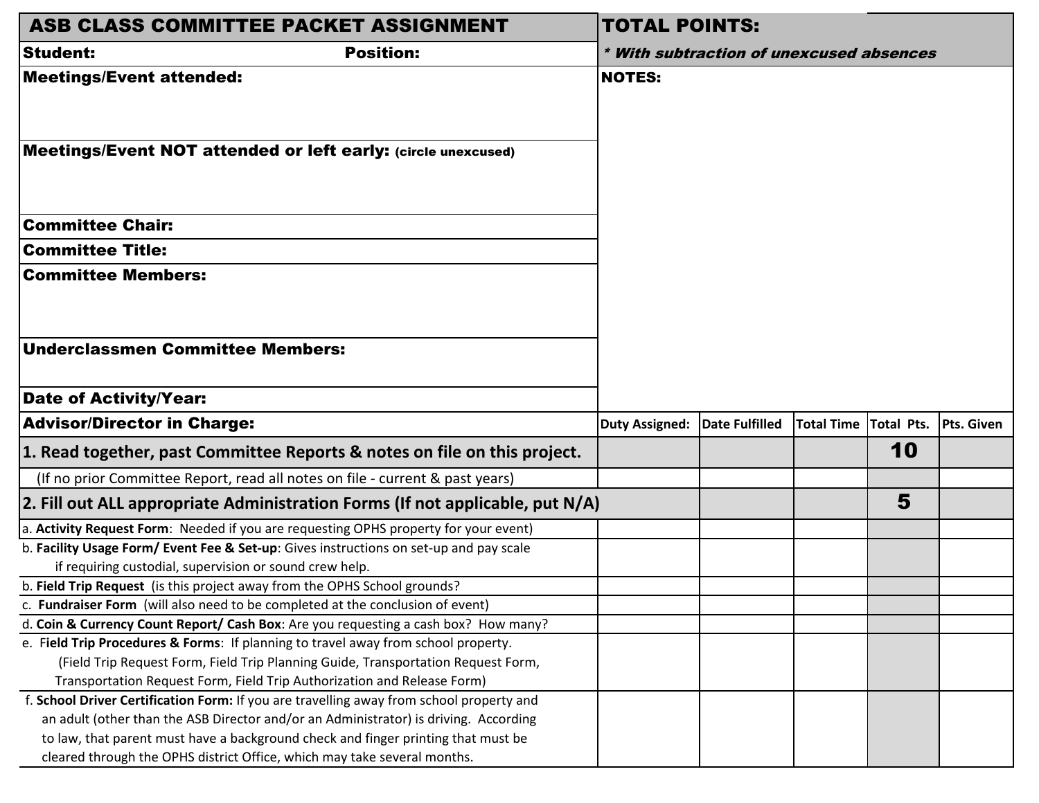# ASB CLASS COMMITTEE PACKET ASSIGNMENT

**TOTAL POINTS:**

***With subtraction of unexcused absences**

**Student:** **Position:**

**Meetings/Event attended:**

**Meetings/Event NOT attended or left early:** **(circle unexcused)**

**Committee Chair:**

**Committee Title:**

**Committee Members:**

**Underclassmen Committee Members:**

**Date of Activity/Year:**

**NOTES:**

| **Advisor/Director in Charge:** | **Duty Assigned:** | **Date Fulfilled** | **Total Time** | **Total Pts.** | **Pts. Given** |
|---|---|---|---|---|---|
| **1. Read together, past Committee Reports & notes on file on this project.** | | | | **10** | |
| (If no prior Committee Report, read all notes on file - current & past years) | | | | | |
| **2. Fill out ALL appropriate Administration Forms (If not applicable, put N/A)** | | | | **5** | |
| a. **Activity Request Form**: Needed if you are requesting OPHS property for your event) | | | | | |
| b. **Facility Usage Form/ Event Fee & Set-up**: Gives instructions on set-up and pay scale if requiring custodial, supervision or sound crew help. | | | | | |
| b. **Field Trip Request** (is this project away from the OPHS School grounds? | | | | | |
| c. **Fundraiser Form** (will also need to be completed at the conclusion of event) | | | | | |
| d. **Coin & Currency Count Report/ Cash Box**: Are you requesting a cash box? How many? | | | | | |
| e. F**ield Trip Procedures & Forms**: If planning to travel away from school property. (Field Trip Request Form, Field Trip Planning Guide, Transportation Request Form, Transportation Request Form, Field Trip Authorization and Release Form) | | | | | |
| f. **School Driver Certification Form:** If you are travelling away from school property and an adult (other than the ASB Director and/or an Administrator) is driving. According to law, that parent must have a background check and finger printing that must be cleared through the OPHS district Office, which may take several months. | | | | | |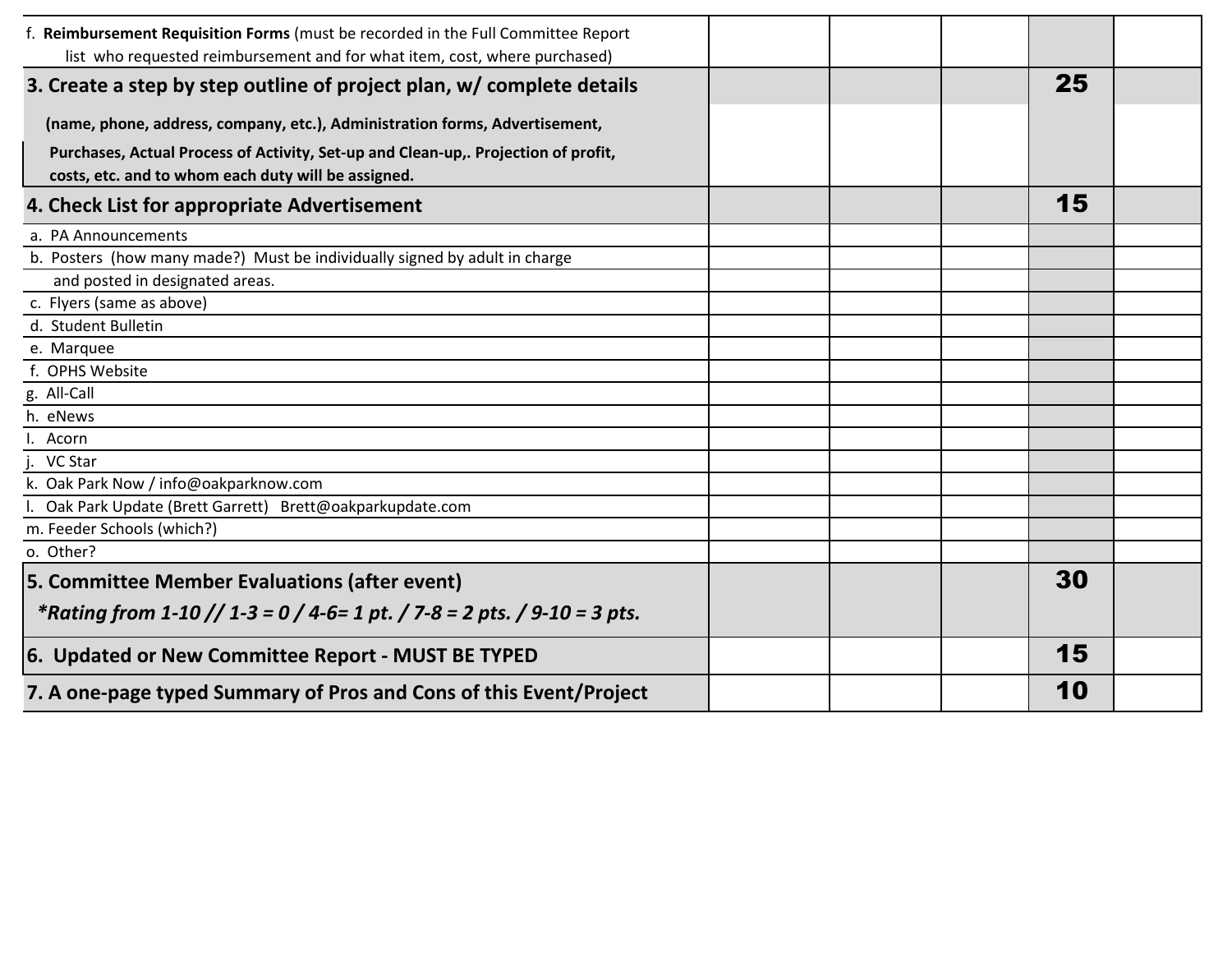| | | | | | |
|---|---|---|---|---|---|
| f. **Reimbursement Requisition Forms** (must be recorded in the Full Committee Report list who requested reimbursement and for what item, cost, where purchased) | | | | | |
| **3. Create a step by step outline of project plan, w/ complete details (name, phone, address, company, etc.), Administration forms, Advertisement, Purchases, Actual Process of Activity, Set-up and Clean-up,. Projection of profit, costs, etc. and to whom each duty will be assigned.** | | | | **25** | |
| **4. Check List for appropriate Advertisement** | | | | **15** | |
| a. PA Announcements | | | | | |
| b. Posters (how many made?) Must be individually signed by adult in charge and posted in designated areas. | | | | | |
| c. Flyers (same as above) | | | | | |
| d. Student Bulletin | | | | | |
| e. Marquee | | | | | |
| f. OPHS Website | | | | | |
| g. All-Call | | | | | |
| h. eNews | | | | | |
| I. Acorn | | | | | |
| j. VC Star | | | | | |
| k. Oak Park Now / info@oakparknow.com | | | | | |
| l. Oak Park Update (Brett Garrett) Brett@oakparkupdate.com | | | | | |
| m. Feeder Schools (which?) | | | | | |
| o. Other? | | | | | |
| **5. Committee Member Evaluations (after event)** ***\*Rating from 1-10 // 1-3 = 0 / 4-6= 1 pt. / 7-8 = 2 pts. / 9-10 = 3 pts.*** | | | | **30** | |
| **6. Updated or New Committee Report - MUST BE TYPED** | | | | **15** | |
| **7. A one-page typed Summary of Pros and Cons of this Event/Project** | | | | **10** | |